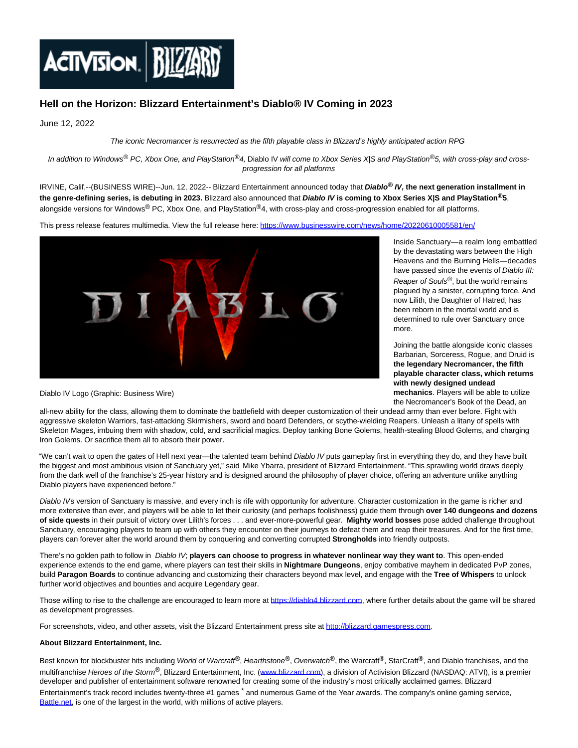# Hell on the Horizon: Blizzard Entertainment's Diablo® IV Coming in 2023

June 12, 2022

*The iconic Necromancer is resurrected as the fifth playable class in Blizzard's highly anticipated action RPG*

*In addition to Windows® PC, Xbox One, and PlayStation®4,* Diablo IV *will come to Xbox Series X|S and PlayStation®5, with cross-play and cross-progression for all platforms*

IRVINE, Calif.--(BUSINESS WIRE)--Jun. 12, 2022-- Blizzard Entertainment announced today that ***Diablo® IV*, the next generation installment in the genre-defining series, is debuting in 2023.** Blizzard also announced that ***Diablo IV* is coming to Xbox Series X|S and PlayStation®5**, alongside versions for Windows® PC, Xbox One, and PlayStation®4, with cross-play and cross-progression enabled for all platforms.

This press release features multimedia. View the full release here: https://www.businesswire.com/news/home/20220610005581/en/

Diablo IV Logo (Graphic: Business Wire)

Inside Sanctuary—a realm long embattled by the devastating wars between the High Heavens and the Burning Hells—decades have passed since the events of *Diablo III: Reaper of Souls®*, but the world remains plagued by a sinister, corrupting force. And now Lilith, the Daughter of Hatred, has been reborn in the mortal world and is determined to rule over Sanctuary once more.

Joining the battle alongside iconic classes Barbarian, Sorceress, Rogue, and Druid is **the legendary Necromancer, the fifth playable character class, which returns with newly designed undead mechanics**. Players will be able to utilize the Necromancer's Book of the Dead, an all-new ability for the class, allowing them to dominate the battlefield with deeper customization of their undead army than ever before. Fight with aggressive skeleton Warriors, fast-attacking Skirmishers, sword and board Defenders, or scythe-wielding Reapers. Unleash a litany of spells with Skeleton Mages, imbuing them with shadow, cold, and sacrificial magics. Deploy tanking Bone Golems, health-stealing Blood Golems, and charging Iron Golems. Or sacrifice them all to absorb their power.

"We can't wait to open the gates of Hell next year—the talented team behind *Diablo IV* puts gameplay first in everything they do, and they have built the biggest and most ambitious vision of Sanctuary yet," said Mike Ybarra, president of Blizzard Entertainment. "This sprawling world draws deeply from the dark well of the franchise's 25-year history and is designed around the philosophy of player choice, offering an adventure unlike anything Diablo players have experienced before."

*Diablo IV*s version of Sanctuary is massive, and every inch is rife with opportunity for adventure. Character customization in the game is richer and more extensive than ever, and players will be able to let their curiosity (and perhaps foolishness) guide them through **over 140 dungeons and dozens of side quests** in their pursuit of victory over Lilith's forces . . . and ever-more-powerful gear. **Mighty world bosses** pose added challenge throughout Sanctuary, encouraging players to team up with others they encounter on their journeys to defeat them and reap their treasures. And for the first time, players can forever alter the world around them by conquering and converting corrupted **Strongholds** into friendly outposts.

There's no golden path to follow in *Diablo IV*; **players can choose to progress in whatever nonlinear way they want to**. This open-ended experience extends to the end game, where players can test their skills in **Nightmare Dungeons**, enjoy combative mayhem in dedicated PvP zones, build **Paragon Boards** to continue advancing and customizing their characters beyond max level, and engage with the **Tree of Whispers** to unlock further world objectives and bounties and acquire Legendary gear.

Those willing to rise to the challenge are encouraged to learn more at https://diablo4.blizzard.com, where further details about the game will be shared as development progresses.

For screenshots, video, and other assets, visit the Blizzard Entertainment press site at http://blizzard.gamespress.com.

**About Blizzard Entertainment, Inc.**

Best known for blockbuster hits including *World of Warcraft®*, *Hearthstone®*, *Overwatch®*, the Warcraft®, StarCraft®, and Diablo franchises, and the multifranchise *Heroes of the Storm®*, Blizzard Entertainment, Inc. (www.blizzard.com), a division of Activision Blizzard (NASDAQ: ATVI), is a premier developer and publisher of entertainment software renowned for creating some of the industry's most critically acclaimed games. Blizzard Entertainment's track record includes twenty-three #1 games * and numerous Game of the Year awards. The company's online gaming service, Battle.net, is one of the largest in the world, with millions of active players.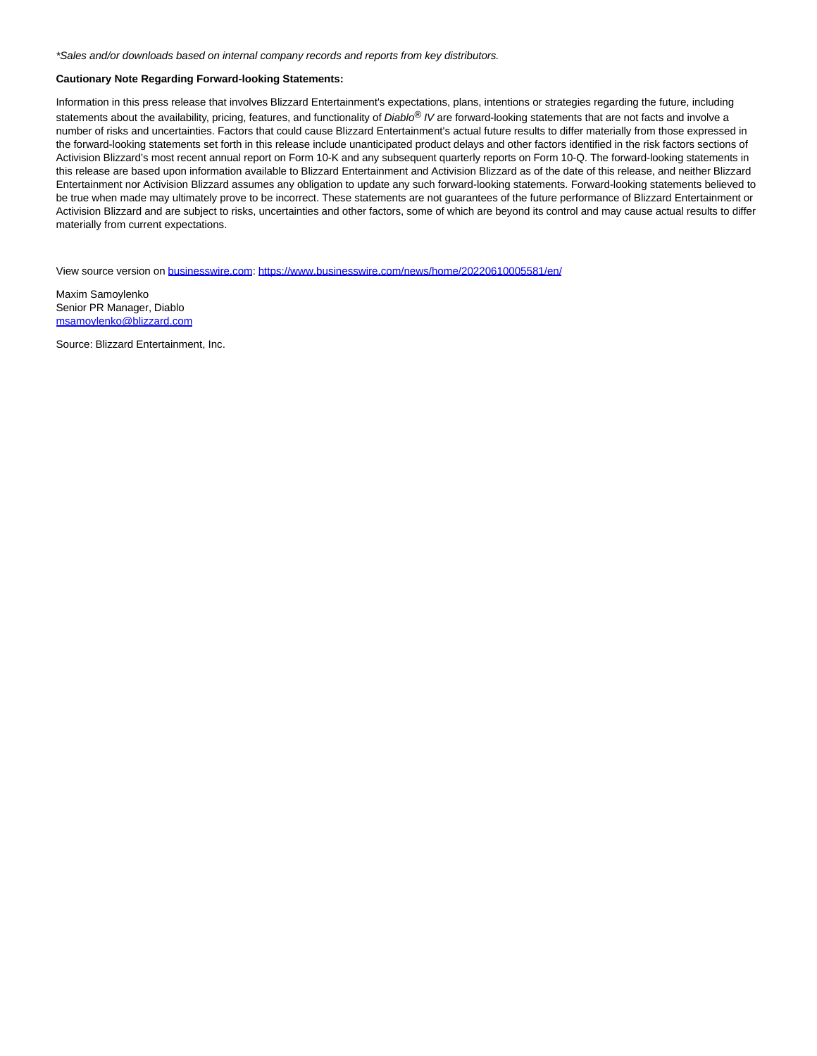*\*Sales and/or downloads based on internal company records and reports from key distributors.*

**Cautionary Note Regarding Forward-looking Statements:**

Information in this press release that involves Blizzard Entertainment's expectations, plans, intentions or strategies regarding the future, including statements about the availability, pricing, features, and functionality of *Diablo® IV* are forward-looking statements that are not facts and involve a number of risks and uncertainties. Factors that could cause Blizzard Entertainment's actual future results to differ materially from those expressed in the forward-looking statements set forth in this release include unanticipated product delays and other factors identified in the risk factors sections of Activision Blizzard's most recent annual report on Form 10-K and any subsequent quarterly reports on Form 10-Q. The forward-looking statements in this release are based upon information available to Blizzard Entertainment and Activision Blizzard as of the date of this release, and neither Blizzard Entertainment nor Activision Blizzard assumes any obligation to update any such forward-looking statements. Forward-looking statements believed to be true when made may ultimately prove to be incorrect. These statements are not guarantees of the future performance of Blizzard Entertainment or Activision Blizzard and are subject to risks, uncertainties and other factors, some of which are beyond its control and may cause actual results to differ materially from current expectations.

View source version on businesswire.com: https://www.businesswire.com/news/home/20220610005581/en/

Maxim Samoylenko
Senior PR Manager, Diablo
msamoylenko@blizzard.com

Source: Blizzard Entertainment, Inc.